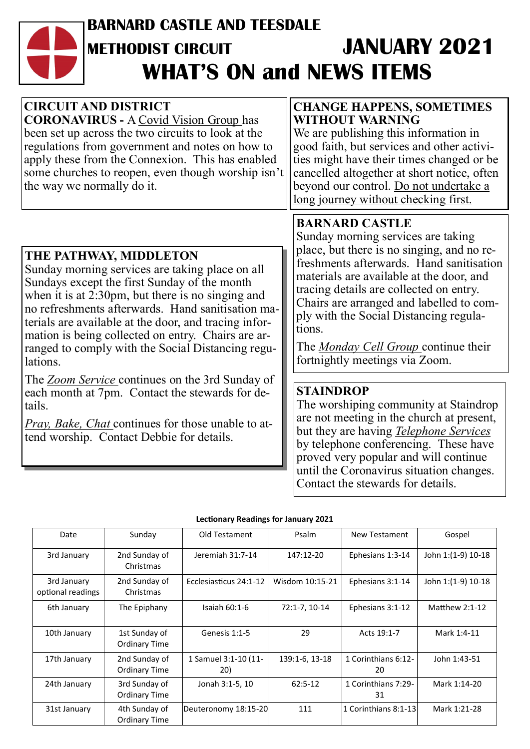# BARNARD CASTLE AND TEESDALE METHODIST CIRCUIT

# JANUARY 2021

# WHAT'S ON and NEWS ITEMS

## CIRCUIT AND DISTRICT

**CORONAVIRUS -** A Covid Vision Group has been set up across the two circuits to look at the regulations from government and notes on how to apply these from the Connexion. This has enabled some churches to reopen, even though worship isn't the way we normally do it.

## CHANGE HAPPENS, SOMETIMES WITHOUT WARNING

We are publishing this information in good faith, but services and other activities might have their times changed or be cancelled altogether at short notice, often beyond our control. Do not undertake a long journey without checking first.

## THE PATHWAY, MIDDLETON

Sunday morning services are taking place on all Sundays except the first Sunday of the month when it is at 2:30pm, but there is no singing and no refreshments afterwards. Hand sanitisation materials are available at the door, and tracing information is being collected on entry. Chairs are arranged to comply with the Social Distancing regulations.

The *Zoom Service* continues on the 3rd Sunday of each month at 7pm. Contact the stewards for details.

*Pray, Bake, Chat* continues for those unable to attend worship. Contact Debbie for details.

## BARNARD CASTLE

Sunday morning services are taking place, but there is no singing, and no refreshments afterwards. Hand sanitisation materials are available at the door, and tracing details are collected on entry. Chairs are arranged and labelled to comply with the Social Distancing regulations.

The *Monday Cell Group* continue their fortnightly meetings via Zoom.

## STAINDROP

The worshiping community at Staindrop are not meeting in the church at present, but they are having *Telephone Services* by telephone conferencing. These have proved very popular and will continue until the Coronavirus situation changes. Contact the stewards for details.

**Lectionary Readings for January 2021**

| Date | Sunday | Old Testament | Psalm | New Testament | Gospel |
|---|---|---|---|---|---|
| 3rd January | 2nd Sunday of Christmas | Jeremiah 31:7-14 | 147:12-20 | Ephesians 1:3-14 | John 1:(1-9) 10-18 |
| 3rd January optional readings | 2nd Sunday of Christmas | Ecclesiasticus 24:1-12 | Wisdom 10:15-21 | Ephesians 3:1-14 | John 1:(1-9) 10-18 |
| 6th January | The Epiphany | Isaiah 60:1-6 | 72:1-7, 10-14 | Ephesians 3:1-12 | Matthew 2:1-12 |
| 10th January | 1st Sunday of Ordinary Time | Genesis 1:1-5 | 29 | Acts 19:1-7 | Mark 1:4-11 |
| 17th January | 2nd Sunday of Ordinary Time | 1 Samuel 3:1-10 (11-20) | 139:1-6, 13-18 | 1 Corinthians 6:12-20 | John 1:43-51 |
| 24th January | 3rd Sunday of Ordinary Time | Jonah 3:1-5, 10 | 62:5-12 | 1 Corinthians 7:29-31 | Mark 1:14-20 |
| 31st January | 4th Sunday of Ordinary Time | Deuteronomy 18:15-20 | 111 | 1 Corinthians 8:1-13 | Mark 1:21-28 |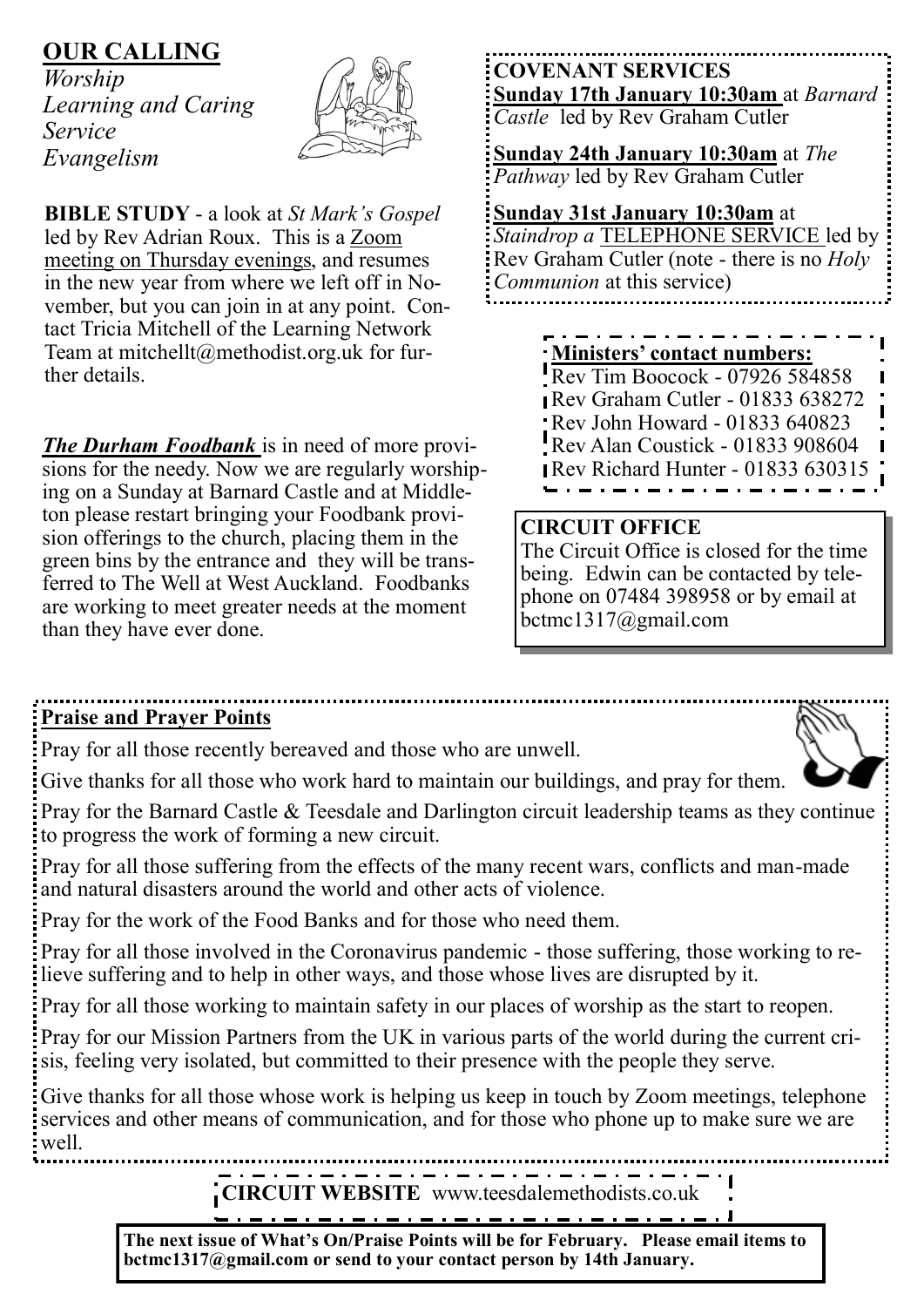## OUR CALLING

*Worship*
*Learning and Caring*
*Service*
*Evangelism*

**BIBLE STUDY** - a look at *St Mark's Gospel* led by Rev Adrian Roux. This is a Zoom meeting on Thursday evenings, and resumes in the new year from where we left off in November, but you can join in at any point. Contact Tricia Mitchell of the Learning Network Team at mitchellt@methodist.org.uk for further details.

***The Durham Foodbank*** is in need of more provisions for the needy. Now we are regularly worshiping on a Sunday at Barnard Castle and at Middleton please restart bringing your Foodbank provision offerings to the church, placing them in the green bins by the entrance and they will be transferred to The Well at West Auckland. Foodbanks are working to meet greater needs at the moment than they have ever done.

**COVENANT SERVICES**

**Sunday 17th January 10:30am** at *Barnard Castle* led by Rev Graham Cutler

**Sunday 24th January 10:30am** at *The Pathway* led by Rev Graham Cutler

**Sunday 31st January 10:30am** at *Staindrop a* TELEPHONE SERVICE led by Rev Graham Cutler (note - there is no *Holy Communion* at this service)

**Ministers' contact numbers:**

Rev Tim Boocock - 07926 584858
Rev Graham Cutler - 01833 638272
Rev John Howard - 01833 640823
Rev Alan Coustick - 01833 908604
Rev Richard Hunter - 01833 630315

**CIRCUIT OFFICE**

The Circuit Office is closed for the time being. Edwin can be contacted by telephone on 07484 398958 or by email at bctmc1317@gmail.com

**Praise and Prayer Points**

Pray for all those recently bereaved and those who are unwell.

Give thanks for all those who work hard to maintain our buildings, and pray for them.

Pray for the Barnard Castle & Teesdale and Darlington circuit leadership teams as they continue to progress the work of forming a new circuit.

Pray for all those suffering from the effects of the many recent wars, conflicts and man-made and natural disasters around the world and other acts of violence.

Pray for the work of the Food Banks and for those who need them.

Pray for all those involved in the Coronavirus pandemic - those suffering, those working to relieve suffering and to help in other ways, and those whose lives are disrupted by it.

Pray for all those working to maintain safety in our places of worship as the start to reopen.

Pray for our Mission Partners from the UK in various parts of the world during the current crisis, feeling very isolated, but committed to their presence with the people they serve.

Give thanks for all those whose work is helping us keep in touch by Zoom meetings, telephone services and other means of communication, and for those who phone up to make sure we are well.

**CIRCUIT WEBSITE** www.teesdalemethodists.co.uk

**The next issue of What's On/Praise Points will be for February. Please email items to bctmc1317@gmail.com or send to your contact person by 14th January.**